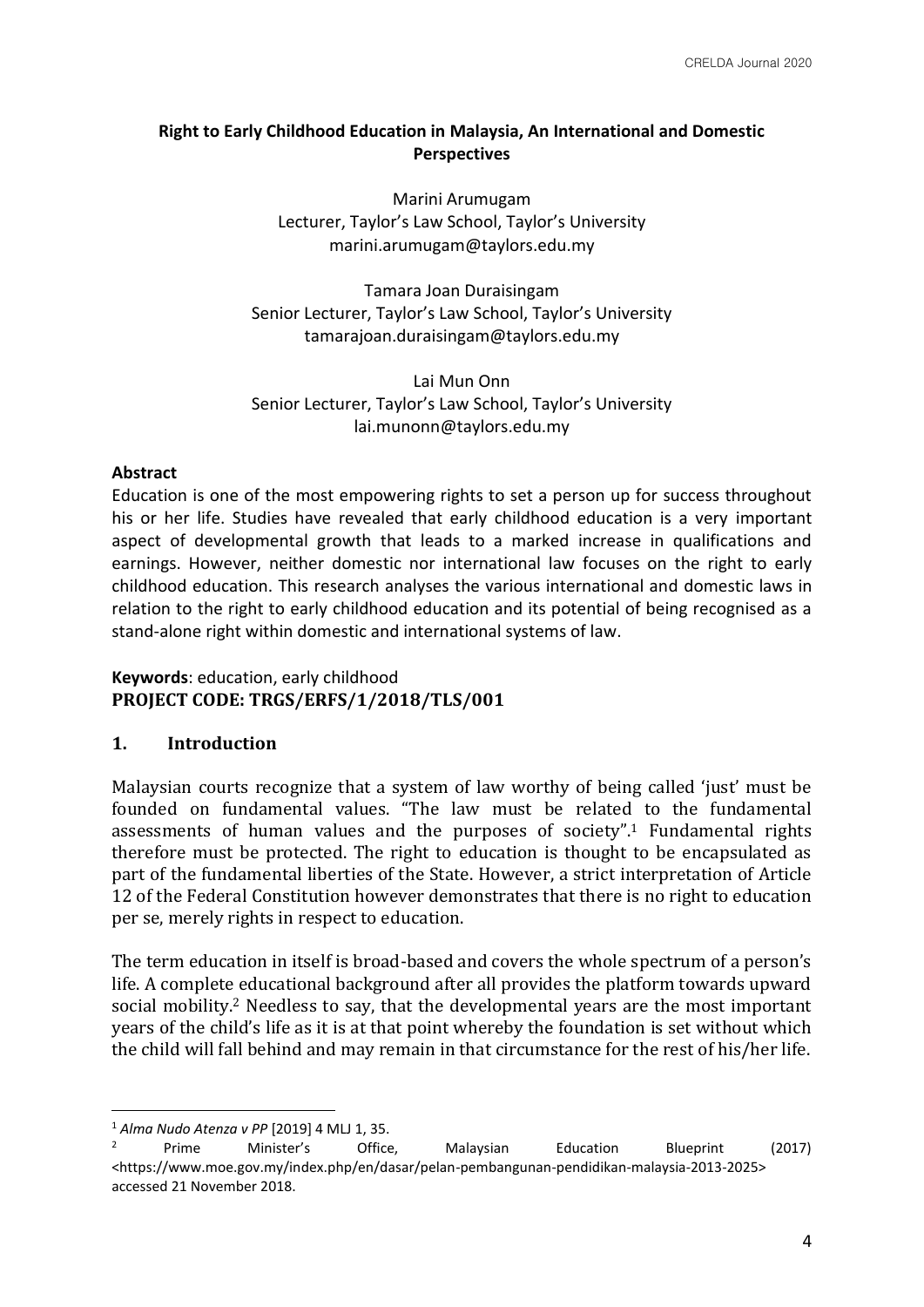# Right to Early Childhood Education in Malaysia, An International and Domestic Perspectives

Marini Arumugam
Lecturer, Taylor's Law School, Taylor's University
marini.arumugam@taylors.edu.my

Tamara Joan Duraisingam
Senior Lecturer, Taylor's Law School, Taylor's University
tamarajoan.duraisingam@taylors.edu.my

Lai Mun Onn
Senior Lecturer, Taylor's Law School, Taylor's University
lai.munonn@taylors.edu.my

**Abstract**

Education is one of the most empowering rights to set a person up for success throughout his or her life. Studies have revealed that early childhood education is a very important aspect of developmental growth that leads to a marked increase in qualifications and earnings. However, neither domestic nor international law focuses on the right to early childhood education. This research analyses the various international and domestic laws in relation to the right to early childhood education and its potential of being recognised as a stand-alone right within domestic and international systems of law.

**Keywords**: education, early childhood

**PROJECT CODE: TRGS/ERFS/1/2018/TLS/001**

## 1. Introduction

Malaysian courts recognize that a system of law worthy of being called 'just' must be founded on fundamental values. "The law must be related to the fundamental assessments of human values and the purposes of society".[1] Fundamental rights therefore must be protected. The right to education is thought to be encapsulated as part of the fundamental liberties of the State. However, a strict interpretation of Article 12 of the Federal Constitution however demonstrates that there is no right to education per se, merely rights in respect to education.

The term education in itself is broad-based and covers the whole spectrum of a person's life. A complete educational background after all provides the platform towards upward social mobility.[2] Needless to say, that the developmental years are the most important years of the child's life as it is at that point whereby the foundation is set without which the child will fall behind and may remain in that circumstance for the rest of his/her life.

---

[1] *Alma Nudo Atenza v PP* [2019] 4 MLJ 1, 35.

[2] Prime Minister's Office, Malaysian Education Blueprint (2017) <https://www.moe.gov.my/index.php/en/dasar/pelan-pembangunan-pendidikan-malaysia-2013-2025> accessed 21 November 2018.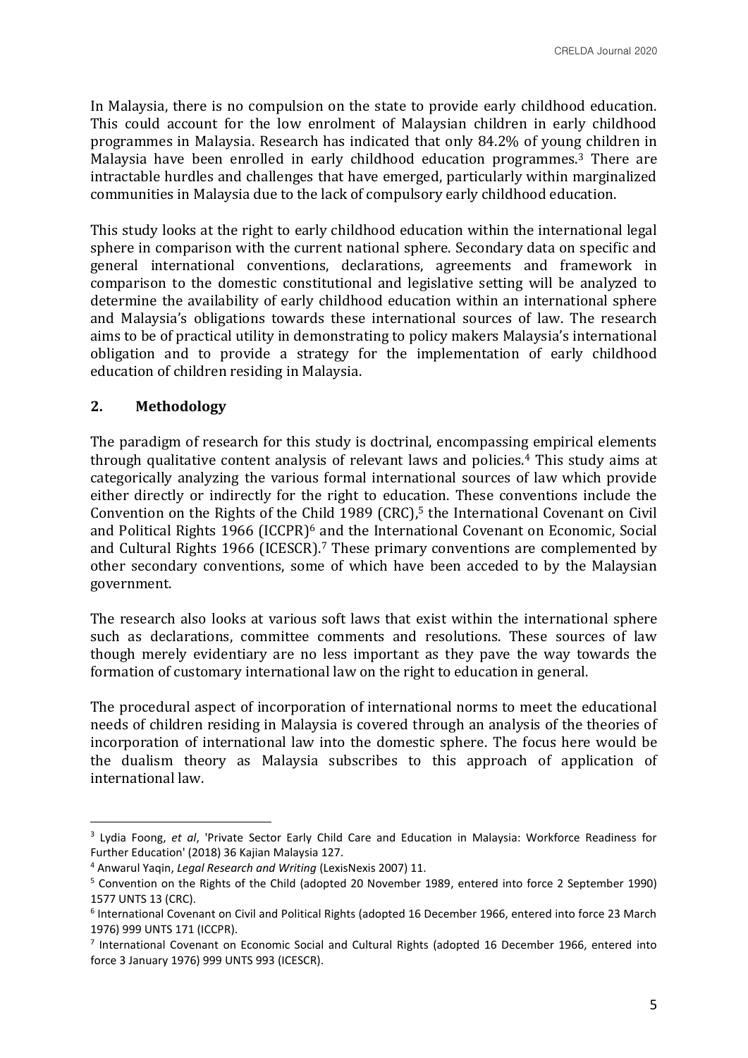In Malaysia, there is no compulsion on the state to provide early childhood education. This could account for the low enrolment of Malaysian children in early childhood programmes in Malaysia. Research has indicated that only 84.2% of young children in Malaysia have been enrolled in early childhood education programmes.[3] There are intractable hurdles and challenges that have emerged, particularly within marginalized communities in Malaysia due to the lack of compulsory early childhood education.

This study looks at the right to early childhood education within the international legal sphere in comparison with the current national sphere. Secondary data on specific and general international conventions, declarations, agreements and framework in comparison to the domestic constitutional and legislative setting will be analyzed to determine the availability of early childhood education within an international sphere and Malaysia's obligations towards these international sources of law. The research aims to be of practical utility in demonstrating to policy makers Malaysia's international obligation and to provide a strategy for the implementation of early childhood education of children residing in Malaysia.

## 2. Methodology

The paradigm of research for this study is doctrinal, encompassing empirical elements through qualitative content analysis of relevant laws and policies.[4] This study aims at categorically analyzing the various formal international sources of law which provide either directly or indirectly for the right to education. These conventions include the Convention on the Rights of the Child 1989 (CRC),[5] the International Covenant on Civil and Political Rights 1966 (ICCPR)[6] and the International Covenant on Economic, Social and Cultural Rights 1966 (ICESCR).[7] These primary conventions are complemented by other secondary conventions, some of which have been acceded to by the Malaysian government.

The research also looks at various soft laws that exist within the international sphere such as declarations, committee comments and resolutions. These sources of law though merely evidentiary are no less important as they pave the way towards the formation of customary international law on the right to education in general.

The procedural aspect of incorporation of international norms to meet the educational needs of children residing in Malaysia is covered through an analysis of the theories of incorporation of international law into the domestic sphere. The focus here would be the dualism theory as Malaysia subscribes to this approach of application of international law.

---

[3] Lydia Foong, *et al*, 'Private Sector Early Child Care and Education in Malaysia: Workforce Readiness for Further Education' (2018) 36 Kajian Malaysia 127.

[4] Anwarul Yaqin, *Legal Research and Writing* (LexisNexis 2007) 11.

[5] Convention on the Rights of the Child (adopted 20 November 1989, entered into force 2 September 1990) 1577 UNTS 13 (CRC).

[6] International Covenant on Civil and Political Rights (adopted 16 December 1966, entered into force 23 March 1976) 999 UNTS 171 (ICCPR).

[7] International Covenant on Economic Social and Cultural Rights (adopted 16 December 1966, entered into force 3 January 1976) 999 UNTS 993 (ICESCR).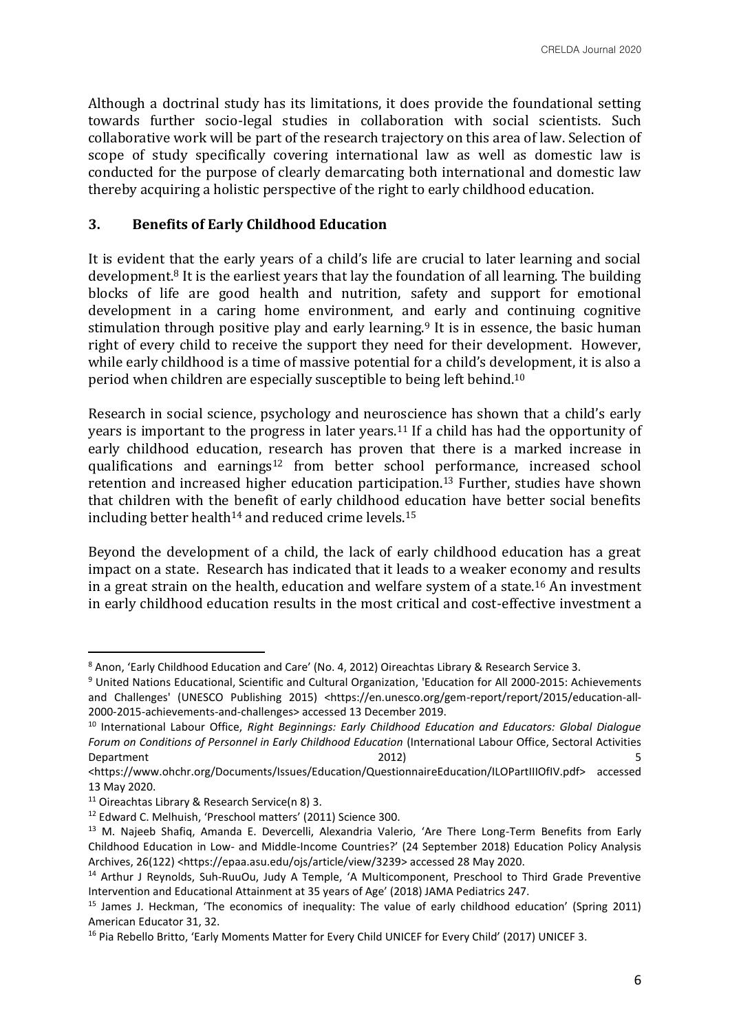Although a doctrinal study has its limitations, it does provide the foundational setting towards further socio-legal studies in collaboration with social scientists. Such collaborative work will be part of the research trajectory on this area of law. Selection of scope of study specifically covering international law as well as domestic law is conducted for the purpose of clearly demarcating both international and domestic law thereby acquiring a holistic perspective of the right to early childhood education.

## 3. Benefits of Early Childhood Education

It is evident that the early years of a child's life are crucial to later learning and social development.[8] It is the earliest years that lay the foundation of all learning. The building blocks of life are good health and nutrition, safety and support for emotional development in a caring home environment, and early and continuing cognitive stimulation through positive play and early learning.[9] It is in essence, the basic human right of every child to receive the support they need for their development. However, while early childhood is a time of massive potential for a child's development, it is also a period when children are especially susceptible to being left behind.[10]

Research in social science, psychology and neuroscience has shown that a child's early years is important to the progress in later years.[11] If a child has had the opportunity of early childhood education, research has proven that there is a marked increase in qualifications and earnings[12] from better school performance, increased school retention and increased higher education participation.[13] Further, studies have shown that children with the benefit of early childhood education have better social benefits including better health[14] and reduced crime levels.[15]

Beyond the development of a child, the lack of early childhood education has a great impact on a state. Research has indicated that it leads to a weaker economy and results in a great strain on the health, education and welfare system of a state.[16] An investment in early childhood education results in the most critical and cost-effective investment a

---

[8] Anon, 'Early Childhood Education and Care' (No. 4, 2012) Oireachtas Library & Research Service 3.

[9] United Nations Educational, Scientific and Cultural Organization, 'Education for All 2000-2015: Achievements and Challenges' (UNESCO Publishing 2015) <https://en.unesco.org/gem-report/report/2015/education-all-2000-2015-achievements-and-challenges> accessed 13 December 2019.

[10] International Labour Office, *Right Beginnings: Early Childhood Education and Educators: Global Dialogue Forum on Conditions of Personnel in Early Childhood Education* (International Labour Office, Sectoral Activities Department 2012) 5 <https://www.ohchr.org/Documents/Issues/Education/QuestionnaireEducation/ILOPartIIIOfIV.pdf> accessed 13 May 2020.

[11] Oireachtas Library & Research Service(n 8) 3.

[12] Edward C. Melhuish, 'Preschool matters' (2011) Science 300.

[13] M. Najeeb Shafiq, Amanda E. Devercelli, Alexandria Valerio, 'Are There Long-Term Benefits from Early Childhood Education in Low- and Middle-Income Countries?' (24 September 2018) Education Policy Analysis Archives, 26(122) <https://epaa.asu.edu/ojs/article/view/3239> accessed 28 May 2020.

[14] Arthur J Reynolds, Suh-RuuOu, Judy A Temple, 'A Multicomponent, Preschool to Third Grade Preventive Intervention and Educational Attainment at 35 years of Age' (2018) JAMA Pediatrics 247.

[15] James J. Heckman, 'The economics of inequality: The value of early childhood education' (Spring 2011) American Educator 31, 32.

[16] Pia Rebello Britto, 'Early Moments Matter for Every Child UNICEF for Every Child' (2017) UNICEF 3.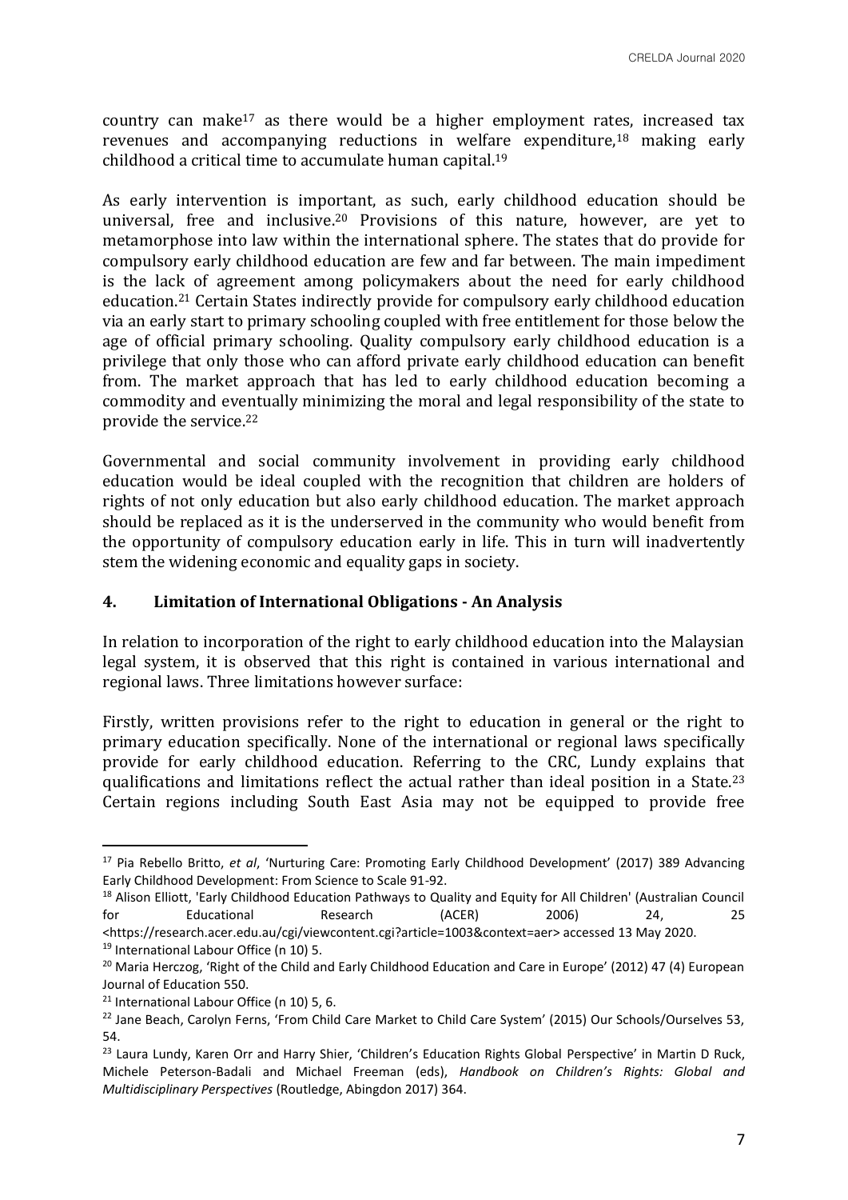country can make[17] as there would be a higher employment rates, increased tax revenues and accompanying reductions in welfare expenditure,[18] making early childhood a critical time to accumulate human capital.[19]

As early intervention is important, as such, early childhood education should be universal, free and inclusive.[20] Provisions of this nature, however, are yet to metamorphose into law within the international sphere. The states that do provide for compulsory early childhood education are few and far between. The main impediment is the lack of agreement among policymakers about the need for early childhood education.[21] Certain States indirectly provide for compulsory early childhood education via an early start to primary schooling coupled with free entitlement for those below the age of official primary schooling. Quality compulsory early childhood education is a privilege that only those who can afford private early childhood education can benefit from. The market approach that has led to early childhood education becoming a commodity and eventually minimizing the moral and legal responsibility of the state to provide the service.[22]

Governmental and social community involvement in providing early childhood education would be ideal coupled with the recognition that children are holders of rights of not only education but also early childhood education. The market approach should be replaced as it is the underserved in the community who would benefit from the opportunity of compulsory education early in life. This in turn will inadvertently stem the widening economic and equality gaps in society.

## 4. Limitation of International Obligations - An Analysis

In relation to incorporation of the right to early childhood education into the Malaysian legal system, it is observed that this right is contained in various international and regional laws. Three limitations however surface:

Firstly, written provisions refer to the right to education in general or the right to primary education specifically. None of the international or regional laws specifically provide for early childhood education. Referring to the CRC, Lundy explains that qualifications and limitations reflect the actual rather than ideal position in a State.[23] Certain regions including South East Asia may not be equipped to provide free

---

[17] Pia Rebello Britto, *et al*, 'Nurturing Care: Promoting Early Childhood Development' (2017) 389 Advancing Early Childhood Development: From Science to Scale 91-92.

[18] Alison Elliott, 'Early Childhood Education Pathways to Quality and Equity for All Children' (Australian Council for Educational Research (ACER) 2006) 24, 25 <https://research.acer.edu.au/cgi/viewcontent.cgi?article=1003&context=aer> accessed 13 May 2020.

[19] International Labour Office (n 10) 5.

[20] Maria Herczog, 'Right of the Child and Early Childhood Education and Care in Europe' (2012) 47 (4) European Journal of Education 550.

[21] International Labour Office (n 10) 5, 6.

[22] Jane Beach, Carolyn Ferns, 'From Child Care Market to Child Care System' (2015) Our Schools/Ourselves 53, 54.

[23] Laura Lundy, Karen Orr and Harry Shier, 'Children's Education Rights Global Perspective' in Martin D Ruck, Michele Peterson-Badali and Michael Freeman (eds), *Handbook on Children's Rights: Global and Multidisciplinary Perspectives* (Routledge, Abingdon 2017) 364.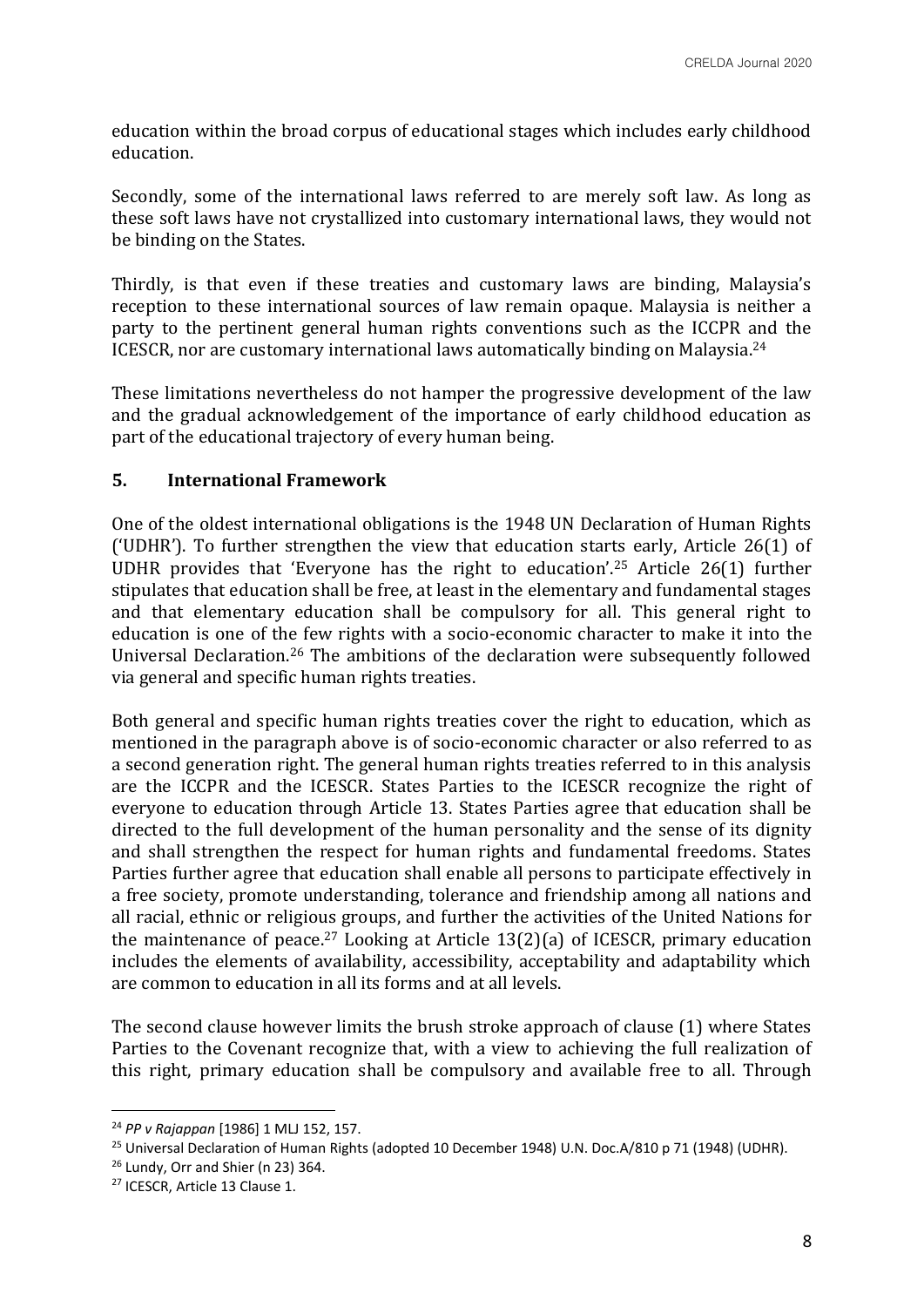education within the broad corpus of educational stages which includes early childhood education.

Secondly, some of the international laws referred to are merely soft law. As long as these soft laws have not crystallized into customary international laws, they would not be binding on the States.

Thirdly, is that even if these treaties and customary laws are binding, Malaysia's reception to these international sources of law remain opaque. Malaysia is neither a party to the pertinent general human rights conventions such as the ICCPR and the ICESCR, nor are customary international laws automatically binding on Malaysia.[24]

These limitations nevertheless do not hamper the progressive development of the law and the gradual acknowledgement of the importance of early childhood education as part of the educational trajectory of every human being.

## 5. International Framework

One of the oldest international obligations is the 1948 UN Declaration of Human Rights ('UDHR'). To further strengthen the view that education starts early, Article 26(1) of UDHR provides that 'Everyone has the right to education'.[25] Article 26(1) further stipulates that education shall be free, at least in the elementary and fundamental stages and that elementary education shall be compulsory for all. This general right to education is one of the few rights with a socio-economic character to make it into the Universal Declaration.[26] The ambitions of the declaration were subsequently followed via general and specific human rights treaties.

Both general and specific human rights treaties cover the right to education, which as mentioned in the paragraph above is of socio-economic character or also referred to as a second generation right. The general human rights treaties referred to in this analysis are the ICCPR and the ICESCR. States Parties to the ICESCR recognize the right of everyone to education through Article 13. States Parties agree that education shall be directed to the full development of the human personality and the sense of its dignity and shall strengthen the respect for human rights and fundamental freedoms. States Parties further agree that education shall enable all persons to participate effectively in a free society, promote understanding, tolerance and friendship among all nations and all racial, ethnic or religious groups, and further the activities of the United Nations for the maintenance of peace.[27] Looking at Article 13(2)(a) of ICESCR, primary education includes the elements of availability, accessibility, acceptability and adaptability which are common to education in all its forms and at all levels.

The second clause however limits the brush stroke approach of clause (1) where States Parties to the Covenant recognize that, with a view to achieving the full realization of this right, primary education shall be compulsory and available free to all. Through

---

[24] *PP v Rajappan* [1986] 1 MLJ 152, 157.

[25] Universal Declaration of Human Rights (adopted 10 December 1948) U.N. Doc.A/810 p 71 (1948) (UDHR).

[26] Lundy, Orr and Shier (n 23) 364.

[27] ICESCR, Article 13 Clause 1.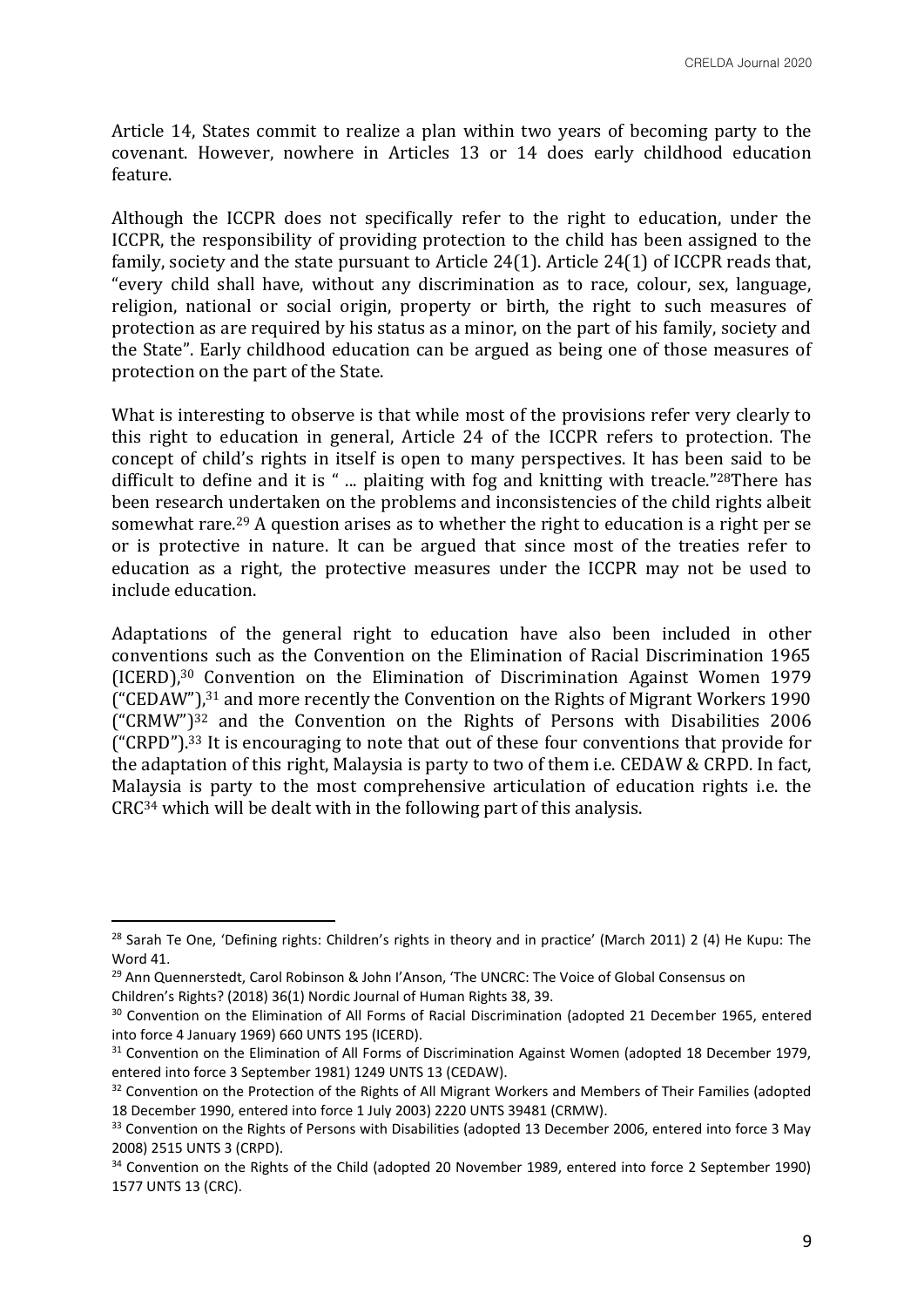Article 14, States commit to realize a plan within two years of becoming party to the covenant. However, nowhere in Articles 13 or 14 does early childhood education feature.

Although the ICCPR does not specifically refer to the right to education, under the ICCPR, the responsibility of providing protection to the child has been assigned to the family, society and the state pursuant to Article 24(1). Article 24(1) of ICCPR reads that, "every child shall have, without any discrimination as to race, colour, sex, language, religion, national or social origin, property or birth, the right to such measures of protection as are required by his status as a minor, on the part of his family, society and the State". Early childhood education can be argued as being one of those measures of protection on the part of the State.

What is interesting to observe is that while most of the provisions refer very clearly to this right to education in general, Article 24 of the ICCPR refers to protection. The concept of child's rights in itself is open to many perspectives. It has been said to be difficult to define and it is " ... plaiting with fog and knitting with treacle."[28] There has been research undertaken on the problems and inconsistencies of the child rights albeit somewhat rare.[29] A question arises as to whether the right to education is a right per se or is protective in nature. It can be argued that since most of the treaties refer to education as a right, the protective measures under the ICCPR may not be used to include education.

Adaptations of the general right to education have also been included in other conventions such as the Convention on the Elimination of Racial Discrimination 1965 (ICERD),[30] Convention on the Elimination of Discrimination Against Women 1979 ("CEDAW"),[31] and more recently the Convention on the Rights of Migrant Workers 1990 ("CRMW")[32] and the Convention on the Rights of Persons with Disabilities 2006 ("CRPD").[33] It is encouraging to note that out of these four conventions that provide for the adaptation of this right, Malaysia is party to two of them i.e. CEDAW & CRPD. In fact, Malaysia is party to the most comprehensive articulation of education rights i.e. the CRC[34] which will be dealt with in the following part of this analysis.

---

[28] Sarah Te One, 'Defining rights: Children's rights in theory and in practice' (March 2011) 2 (4) He Kupu: The Word 41.

[29] Ann Quennerstedt, Carol Robinson & John I'Anson, 'The UNCRC: The Voice of Global Consensus on Children's Rights? (2018) 36(1) Nordic Journal of Human Rights 38, 39.

[30] Convention on the Elimination of All Forms of Racial Discrimination (adopted 21 December 1965, entered into force 4 January 1969) 660 UNTS 195 (ICERD).

[31] Convention on the Elimination of All Forms of Discrimination Against Women (adopted 18 December 1979, entered into force 3 September 1981) 1249 UNTS 13 (CEDAW).

[32] Convention on the Protection of the Rights of All Migrant Workers and Members of Their Families (adopted 18 December 1990, entered into force 1 July 2003) 2220 UNTS 39481 (CRMW).

[33] Convention on the Rights of Persons with Disabilities (adopted 13 December 2006, entered into force 3 May 2008) 2515 UNTS 3 (CRPD).

[34] Convention on the Rights of the Child (adopted 20 November 1989, entered into force 2 September 1990) 1577 UNTS 13 (CRC).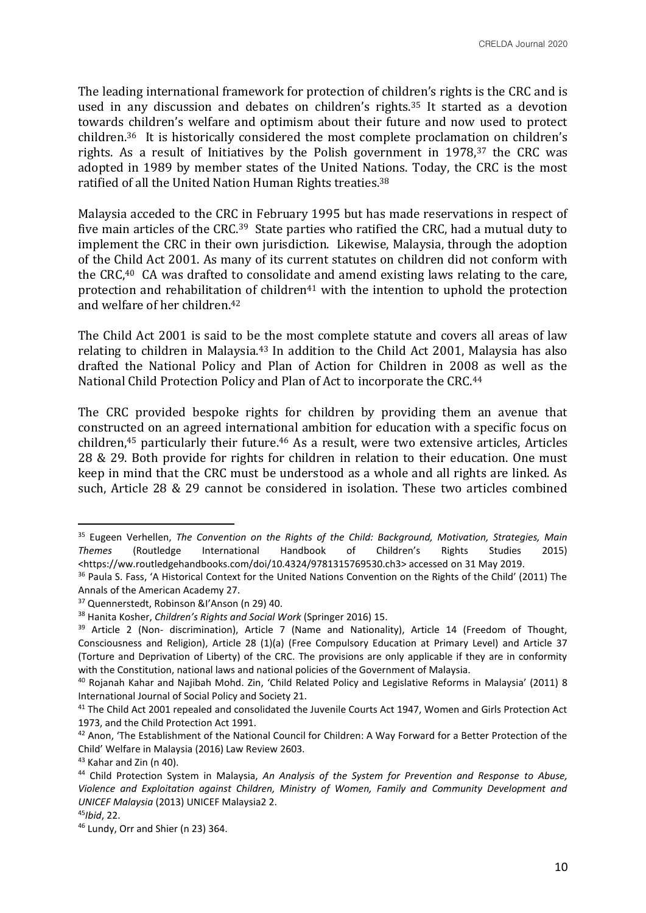The leading international framework for protection of children's rights is the CRC and is used in any discussion and debates on children's rights.[35] It started as a devotion towards children's welfare and optimism about their future and now used to protect children.[36] It is historically considered the most complete proclamation on children's rights. As a result of Initiatives by the Polish government in 1978,[37] the CRC was adopted in 1989 by member states of the United Nations. Today, the CRC is the most ratified of all the United Nation Human Rights treaties.[38]

Malaysia acceded to the CRC in February 1995 but has made reservations in respect of five main articles of the CRC.[39] State parties who ratified the CRC, had a mutual duty to implement the CRC in their own jurisdiction. Likewise, Malaysia, through the adoption of the Child Act 2001. As many of its current statutes on children did not conform with the CRC,[40] CA was drafted to consolidate and amend existing laws relating to the care, protection and rehabilitation of children[41] with the intention to uphold the protection and welfare of her children.[42]

The Child Act 2001 is said to be the most complete statute and covers all areas of law relating to children in Malaysia.[43] In addition to the Child Act 2001, Malaysia has also drafted the National Policy and Plan of Action for Children in 2008 as well as the National Child Protection Policy and Plan of Act to incorporate the CRC.[44]

The CRC provided bespoke rights for children by providing them an avenue that constructed on an agreed international ambition for education with a specific focus on children,[45] particularly their future.[46] As a result, were two extensive articles, Articles 28 & 29. Both provide for rights for children in relation to their education. One must keep in mind that the CRC must be understood as a whole and all rights are linked. As such, Article 28 & 29 cannot be considered in isolation. These two articles combined

---

[35] Eugeen Verhellen, *The Convention on the Rights of the Child: Background, Motivation, Strategies, Main Themes* (Routledge International Handbook of Children's Rights Studies 2015) <https://ww.routledgehandbooks.com/doi/10.4324/9781315769530.ch3> accessed on 31 May 2019.

[36] Paula S. Fass, 'A Historical Context for the United Nations Convention on the Rights of the Child' (2011) The Annals of the American Academy 27.

[37] Quennerstedt, Robinson &I'Anson (n 29) 40.

[38] Hanita Kosher, *Children's Rights and Social Work* (Springer 2016) 15.

[39] Article 2 (Non- discrimination), Article 7 (Name and Nationality), Article 14 (Freedom of Thought, Consciousness and Religion), Article 28 (1)(a) (Free Compulsory Education at Primary Level) and Article 37 (Torture and Deprivation of Liberty) of the CRC. The provisions are only applicable if they are in conformity with the Constitution, national laws and national policies of the Government of Malaysia.

[40] Rojanah Kahar and Najibah Mohd. Zin, 'Child Related Policy and Legislative Reforms in Malaysia' (2011) 8 International Journal of Social Policy and Society 21.

[41] The Child Act 2001 repealed and consolidated the Juvenile Courts Act 1947, Women and Girls Protection Act 1973, and the Child Protection Act 1991.

[42] Anon, 'The Establishment of the National Council for Children: A Way Forward for a Better Protection of the Child' Welfare in Malaysia (2016) Law Review 2603.

[43] Kahar and Zin (n 40).

[44] Child Protection System in Malaysia, *An Analysis of the System for Prevention and Response to Abuse, Violence and Exploitation against Children, Ministry of Women, Family and Community Development and UNICEF Malaysia* (2013) UNICEF Malaysia2 2.

[45] *Ibid*, 22.

[46] Lundy, Orr and Shier (n 23) 364.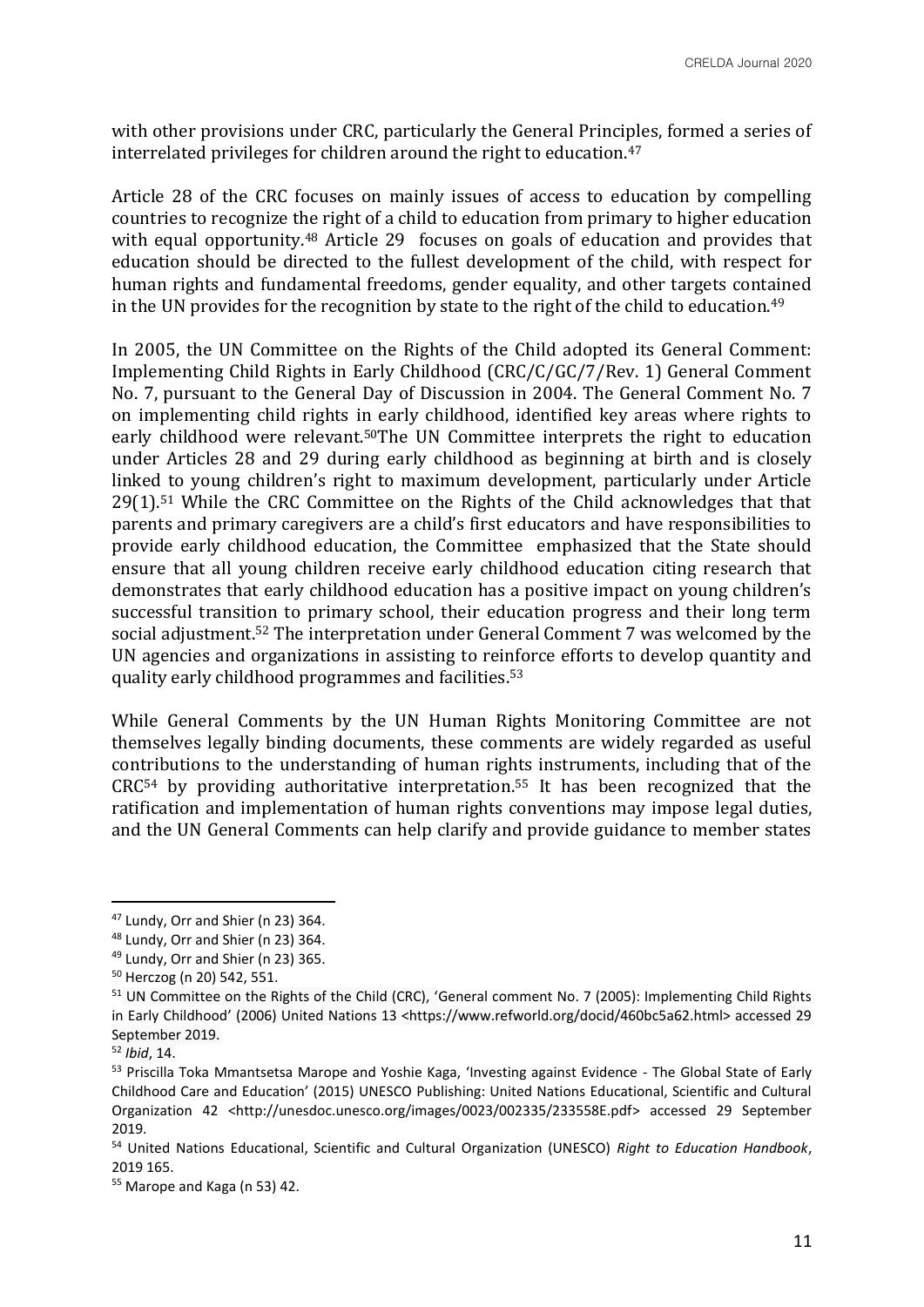with other provisions under CRC, particularly the General Principles, formed a series of interrelated privileges for children around the right to education.[47]

Article 28 of the CRC focuses on mainly issues of access to education by compelling countries to recognize the right of a child to education from primary to higher education with equal opportunity.[48] Article 29 focuses on goals of education and provides that education should be directed to the fullest development of the child, with respect for human rights and fundamental freedoms, gender equality, and other targets contained in the UN provides for the recognition by state to the right of the child to education.[49]

In 2005, the UN Committee on the Rights of the Child adopted its General Comment: Implementing Child Rights in Early Childhood (CRC/C/GC/7/Rev. 1) General Comment No. 7, pursuant to the General Day of Discussion in 2004. The General Comment No. 7 on implementing child rights in early childhood, identified key areas where rights to early childhood were relevant.[50]The UN Committee interprets the right to education under Articles 28 and 29 during early childhood as beginning at birth and is closely linked to young children's right to maximum development, particularly under Article 29(1).[51] While the CRC Committee on the Rights of the Child acknowledges that that parents and primary caregivers are a child's first educators and have responsibilities to provide early childhood education, the Committee emphasized that the State should ensure that all young children receive early childhood education citing research that demonstrates that early childhood education has a positive impact on young children's successful transition to primary school, their education progress and their long term social adjustment.[52] The interpretation under General Comment 7 was welcomed by the UN agencies and organizations in assisting to reinforce efforts to develop quantity and quality early childhood programmes and facilities.[53]

While General Comments by the UN Human Rights Monitoring Committee are not themselves legally binding documents, these comments are widely regarded as useful contributions to the understanding of human rights instruments, including that of the CRC[54] by providing authoritative interpretation.[55] It has been recognized that the ratification and implementation of human rights conventions may impose legal duties, and the UN General Comments can help clarify and provide guidance to member states

---

[47] Lundy, Orr and Shier (n 23) 364.

[48] Lundy, Orr and Shier (n 23) 364.

[49] Lundy, Orr and Shier (n 23) 365.

[50] Herczog (n 20) 542, 551.

[51] UN Committee on the Rights of the Child (CRC), 'General comment No. 7 (2005): Implementing Child Rights in Early Childhood' (2006) United Nations 13 <https://www.refworld.org/docid/460bc5a62.html> accessed 29 September 2019.

[52] *Ibid*, 14.

[53] Priscilla Toka Mmantsetsa Marope and Yoshie Kaga, 'Investing against Evidence - The Global State of Early Childhood Care and Education' (2015) UNESCO Publishing: United Nations Educational, Scientific and Cultural Organization 42 <http://unesdoc.unesco.org/images/0023/002335/233558E.pdf> accessed 29 September 2019.

[54] United Nations Educational, Scientific and Cultural Organization (UNESCO) *Right to Education Handbook*, 2019 165.

[55] Marope and Kaga (n 53) 42.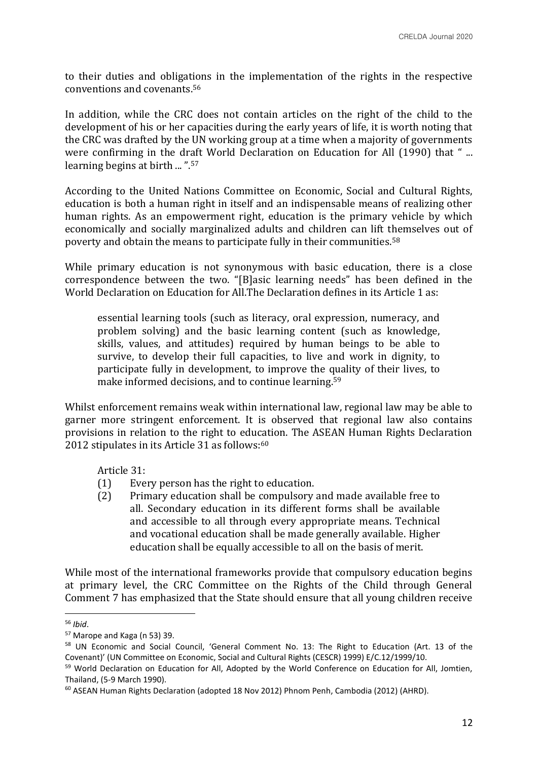to their duties and obligations in the implementation of the rights in the respective conventions and covenants.[56]

In addition, while the CRC does not contain articles on the right of the child to the development of his or her capacities during the early years of life, it is worth noting that the CRC was drafted by the UN working group at a time when a majority of governments were confirming in the draft World Declaration on Education for All (1990) that " ... learning begins at birth ... ".[57]

According to the United Nations Committee on Economic, Social and Cultural Rights, education is both a human right in itself and an indispensable means of realizing other human rights. As an empowerment right, education is the primary vehicle by which economically and socially marginalized adults and children can lift themselves out of poverty and obtain the means to participate fully in their communities.[58]

While primary education is not synonymous with basic education, there is a close correspondence between the two. "[B]asic learning needs" has been defined in the World Declaration on Education for All.The Declaration defines in its Article 1 as:

> essential learning tools (such as literacy, oral expression, numeracy, and problem solving) and the basic learning content (such as knowledge, skills, values, and attitudes) required by human beings to be able to survive, to develop their full capacities, to live and work in dignity, to participate fully in development, to improve the quality of their lives, to make informed decisions, and to continue learning.[59]

Whilst enforcement remains weak within international law, regional law may be able to garner more stringent enforcement. It is observed that regional law also contains provisions in relation to the right to education. The ASEAN Human Rights Declaration 2012 stipulates in its Article 31 as follows:[60]

> Article 31:
> (1) Every person has the right to education.
> (2) Primary education shall be compulsory and made available free to all. Secondary education in its different forms shall be available and accessible to all through every appropriate means. Technical and vocational education shall be made generally available. Higher education shall be equally accessible to all on the basis of merit.

While most of the international frameworks provide that compulsory education begins at primary level, the CRC Committee on the Rights of the Child through General Comment 7 has emphasized that the State should ensure that all young children receive

---

[56] *Ibid*.

[57] Marope and Kaga (n 53) 39.

[58] UN Economic and Social Council, 'General Comment No. 13: The Right to Education (Art. 13 of the Covenant)' (UN Committee on Economic, Social and Cultural Rights (CESCR) 1999) E/C.12/1999/10.

[59] World Declaration on Education for All, Adopted by the World Conference on Education for All, Jomtien, Thailand, (5-9 March 1990).

[60] ASEAN Human Rights Declaration (adopted 18 Nov 2012) Phnom Penh, Cambodia (2012) (AHRD).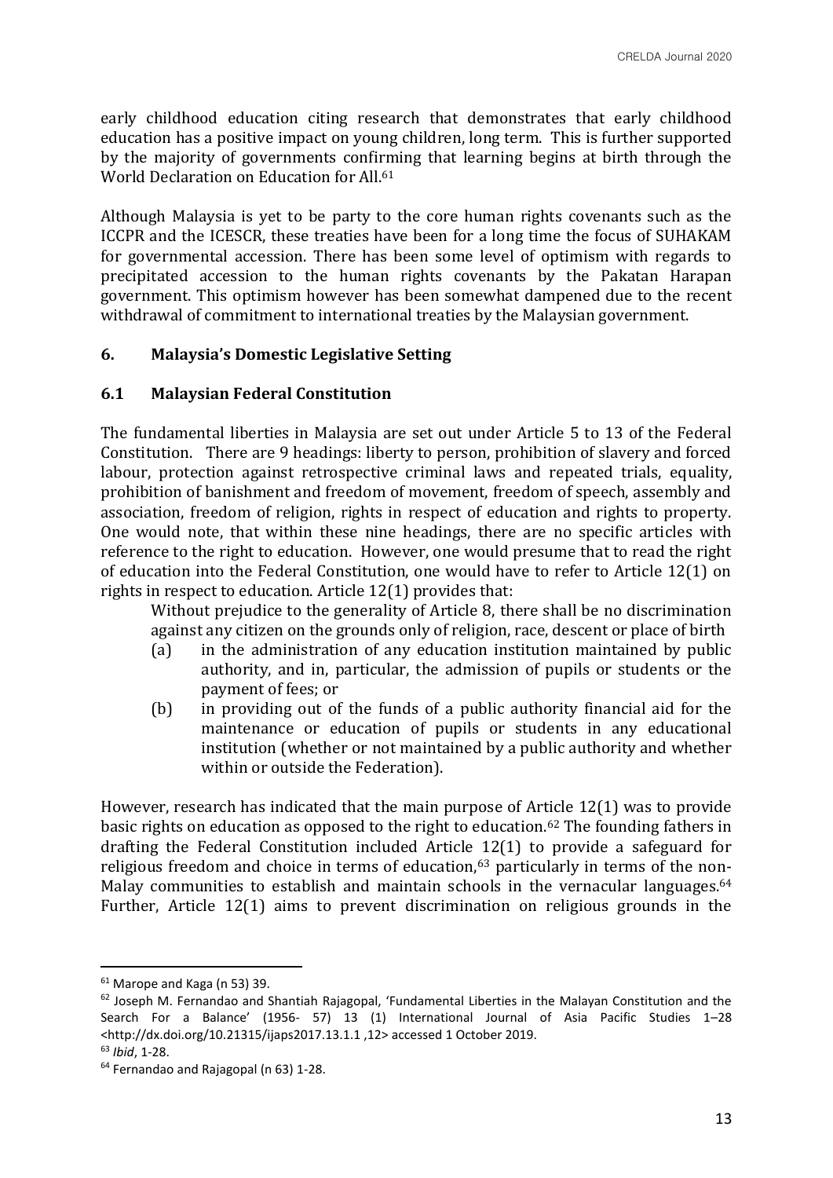early childhood education citing research that demonstrates that early childhood education has a positive impact on young children, long term. This is further supported by the majority of governments confirming that learning begins at birth through the World Declaration on Education for All.[61]

Although Malaysia is yet to be party to the core human rights covenants such as the ICCPR and the ICESCR, these treaties have been for a long time the focus of SUHAKAM for governmental accession. There has been some level of optimism with regards to precipitated accession to the human rights covenants by the Pakatan Harapan government. This optimism however has been somewhat dampened due to the recent withdrawal of commitment to international treaties by the Malaysian government.

## 6. Malaysia's Domestic Legislative Setting

### 6.1 Malaysian Federal Constitution

The fundamental liberties in Malaysia are set out under Article 5 to 13 of the Federal Constitution. There are 9 headings: liberty to person, prohibition of slavery and forced labour, protection against retrospective criminal laws and repeated trials, equality, prohibition of banishment and freedom of movement, freedom of speech, assembly and association, freedom of religion, rights in respect of education and rights to property. One would note, that within these nine headings, there are no specific articles with reference to the right to education. However, one would presume that to read the right of education into the Federal Constitution, one would have to refer to Article 12(1) on rights in respect to education. Article 12(1) provides that:

> Without prejudice to the generality of Article 8, there shall be no discrimination against any citizen on the grounds only of religion, race, descent or place of birth
>
> (a) in the administration of any education institution maintained by public authority, and in, particular, the admission of pupils or students or the payment of fees; or
>
> (b) in providing out of the funds of a public authority financial aid for the maintenance or education of pupils or students in any educational institution (whether or not maintained by a public authority and whether within or outside the Federation).

However, research has indicated that the main purpose of Article 12(1) was to provide basic rights on education as opposed to the right to education.[62] The founding fathers in drafting the Federal Constitution included Article 12(1) to provide a safeguard for religious freedom and choice in terms of education,[63] particularly in terms of the non-Malay communities to establish and maintain schools in the vernacular languages.[64] Further, Article 12(1) aims to prevent discrimination on religious grounds in the

---

[61] Marope and Kaga (n 53) 39.

[62] Joseph M. Fernandao and Shantiah Rajagopal, 'Fundamental Liberties in the Malayan Constitution and the Search For a Balance' (1956- 57) 13 (1) International Journal of Asia Pacific Studies 1–28 <http://dx.doi.org/10.21315/ijaps2017.13.1.1 ,12> accessed 1 October 2019.

[63] *Ibid*, 1-28.

[64] Fernandao and Rajagopal (n 63) 1-28.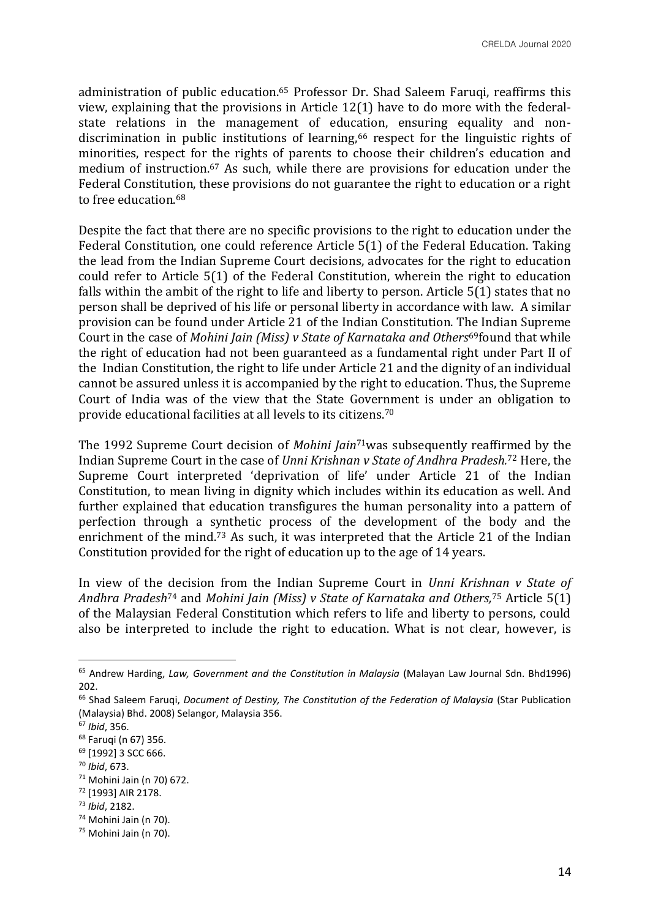administration of public education.[65] Professor Dr. Shad Saleem Faruqi, reaffirms this view, explaining that the provisions in Article 12(1) have to do more with the federal-state relations in the management of education, ensuring equality and non-discrimination in public institutions of learning,[66] respect for the linguistic rights of minorities, respect for the rights of parents to choose their children's education and medium of instruction.[67] As such, while there are provisions for education under the Federal Constitution, these provisions do not guarantee the right to education or a right to free education.[68]

Despite the fact that there are no specific provisions to the right to education under the Federal Constitution, one could reference Article 5(1) of the Federal Education. Taking the lead from the Indian Supreme Court decisions, advocates for the right to education could refer to Article 5(1) of the Federal Constitution, wherein the right to education falls within the ambit of the right to life and liberty to person. Article 5(1) states that no person shall be deprived of his life or personal liberty in accordance with law. A similar provision can be found under Article 21 of the Indian Constitution. The Indian Supreme Court in the case of *Mohini Jain (Miss) v State of Karnataka and Others*[69]found that while the right of education had not been guaranteed as a fundamental right under Part II of the Indian Constitution, the right to life under Article 21 and the dignity of an individual cannot be assured unless it is accompanied by the right to education. Thus, the Supreme Court of India was of the view that the State Government is under an obligation to provide educational facilities at all levels to its citizens.[70]

The 1992 Supreme Court decision of *Mohini Jain*[71]was subsequently reaffirmed by the Indian Supreme Court in the case of *Unni Krishnan v State of Andhra Pradesh.*[72] Here, the Supreme Court interpreted 'deprivation of life' under Article 21 of the Indian Constitution, to mean living in dignity which includes within its education as well. And further explained that education transfigures the human personality into a pattern of perfection through a synthetic process of the development of the body and the enrichment of the mind.[73] As such, it was interpreted that the Article 21 of the Indian Constitution provided for the right of education up to the age of 14 years.

In view of the decision from the Indian Supreme Court in *Unni Krishnan v State of Andhra Pradesh*[74] and *Mohini Jain (Miss) v State of Karnataka and Others,*[75] Article 5(1) of the Malaysian Federal Constitution which refers to life and liberty to persons, could also be interpreted to include the right to education. What is not clear, however, is

---

[65] Andrew Harding, *Law, Government and the Constitution in Malaysia* (Malayan Law Journal Sdn. Bhd1996) 202.

[66] Shad Saleem Faruqi, *Document of Destiny, The Constitution of the Federation of Malaysia* (Star Publication (Malaysia) Bhd. 2008) Selangor, Malaysia 356.

[67] *Ibid*, 356.

[68] Faruqi (n 67) 356.

[69] [1992] 3 SCC 666.

[70] *Ibid*, 673.

[71] Mohini Jain (n 70) 672.

[72] [1993] AIR 2178.

[73] *Ibid*, 2182.

[74] Mohini Jain (n 70).

[75] Mohini Jain (n 70).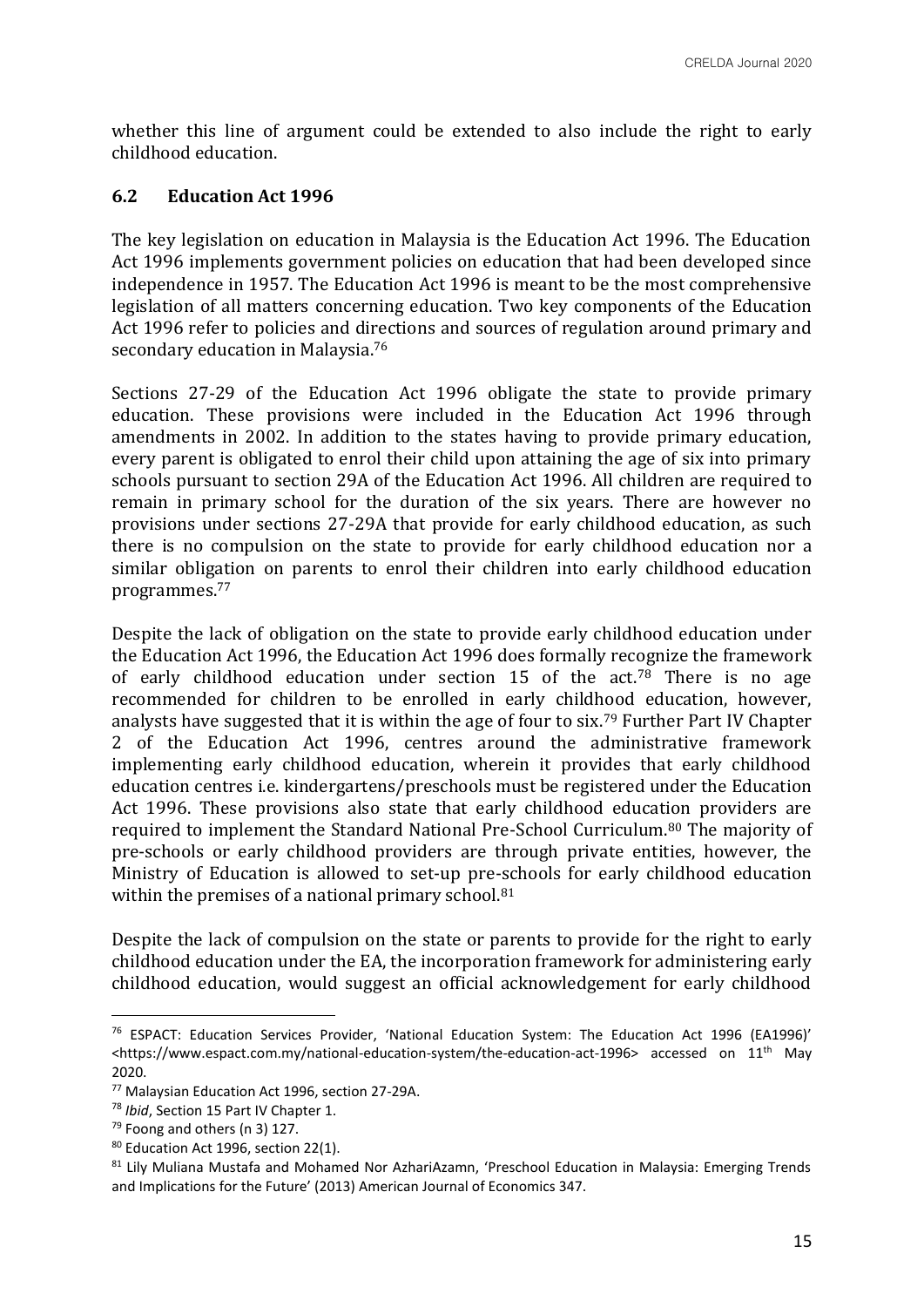whether this line of argument could be extended to also include the right to early childhood education.

### 6.2 Education Act 1996

The key legislation on education in Malaysia is the Education Act 1996. The Education Act 1996 implements government policies on education that had been developed since independence in 1957. The Education Act 1996 is meant to be the most comprehensive legislation of all matters concerning education. Two key components of the Education Act 1996 refer to policies and directions and sources of regulation around primary and secondary education in Malaysia.[76]

Sections 27-29 of the Education Act 1996 obligate the state to provide primary education. These provisions were included in the Education Act 1996 through amendments in 2002. In addition to the states having to provide primary education, every parent is obligated to enrol their child upon attaining the age of six into primary schools pursuant to section 29A of the Education Act 1996. All children are required to remain in primary school for the duration of the six years. There are however no provisions under sections 27-29A that provide for early childhood education, as such there is no compulsion on the state to provide for early childhood education nor a similar obligation on parents to enrol their children into early childhood education programmes.[77]

Despite the lack of obligation on the state to provide early childhood education under the Education Act 1996, the Education Act 1996 does formally recognize the framework of early childhood education under section 15 of the act.[78] There is no age recommended for children to be enrolled in early childhood education, however, analysts have suggested that it is within the age of four to six.[79] Further Part IV Chapter 2 of the Education Act 1996, centres around the administrative framework implementing early childhood education, wherein it provides that early childhood education centres i.e. kindergartens/preschools must be registered under the Education Act 1996. These provisions also state that early childhood education providers are required to implement the Standard National Pre-School Curriculum.[80] The majority of pre-schools or early childhood providers are through private entities, however, the Ministry of Education is allowed to set-up pre-schools for early childhood education within the premises of a national primary school.[81]

Despite the lack of compulsion on the state or parents to provide for the right to early childhood education under the EA, the incorporation framework for administering early childhood education, would suggest an official acknowledgement for early childhood

---

[76] ESPACT: Education Services Provider, 'National Education System: The Education Act 1996 (EA1996)' <https://www.espact.com.my/national-education-system/the-education-act-1996> accessed on 11th May 2020.

[77] Malaysian Education Act 1996, section 27-29A.

[78] *Ibid*, Section 15 Part IV Chapter 1.

[79] Foong and others (n 3) 127.

[80] Education Act 1996, section 22(1).

[81] Lily Muliana Mustafa and Mohamed Nor AzhariAzamn, 'Preschool Education in Malaysia: Emerging Trends and Implications for the Future' (2013) American Journal of Economics 347.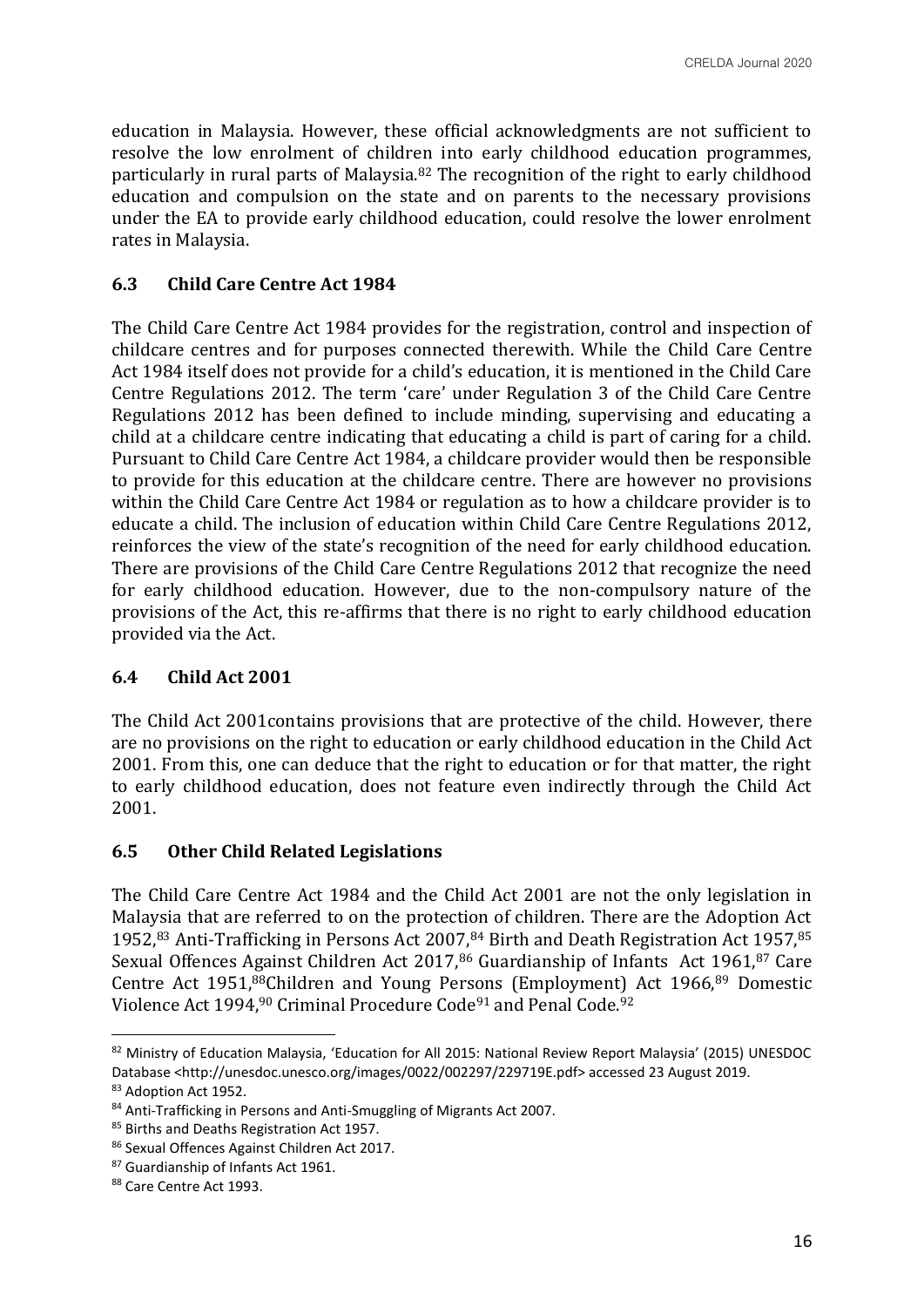education in Malaysia. However, these official acknowledgments are not sufficient to resolve the low enrolment of children into early childhood education programmes, particularly in rural parts of Malaysia.[82] The recognition of the right to early childhood education and compulsion on the state and on parents to the necessary provisions under the EA to provide early childhood education, could resolve the lower enrolment rates in Malaysia.

### 6.3 Child Care Centre Act 1984

The Child Care Centre Act 1984 provides for the registration, control and inspection of childcare centres and for purposes connected therewith. While the Child Care Centre Act 1984 itself does not provide for a child's education, it is mentioned in the Child Care Centre Regulations 2012. The term 'care' under Regulation 3 of the Child Care Centre Regulations 2012 has been defined to include minding, supervising and educating a child at a childcare centre indicating that educating a child is part of caring for a child. Pursuant to Child Care Centre Act 1984, a childcare provider would then be responsible to provide for this education at the childcare centre. There are however no provisions within the Child Care Centre Act 1984 or regulation as to how a childcare provider is to educate a child. The inclusion of education within Child Care Centre Regulations 2012, reinforces the view of the state's recognition of the need for early childhood education. There are provisions of the Child Care Centre Regulations 2012 that recognize the need for early childhood education. However, due to the non-compulsory nature of the provisions of the Act, this re-affirms that there is no right to early childhood education provided via the Act.

### 6.4 Child Act 2001

The Child Act 2001contains provisions that are protective of the child. However, there are no provisions on the right to education or early childhood education in the Child Act 2001. From this, one can deduce that the right to education or for that matter, the right to early childhood education, does not feature even indirectly through the Child Act 2001.

### 6.5 Other Child Related Legislations

The Child Care Centre Act 1984 and the Child Act 2001 are not the only legislation in Malaysia that are referred to on the protection of children. There are the Adoption Act 1952,[83] Anti-Trafficking in Persons Act 2007,[84] Birth and Death Registration Act 1957,[85] Sexual Offences Against Children Act 2017,[86] Guardianship of Infants Act 1961,[87] Care Centre Act 1951,[88]Children and Young Persons (Employment) Act 1966,[89] Domestic Violence Act 1994,[90] Criminal Procedure Code[91] and Penal Code.[92]

---

[82] Ministry of Education Malaysia, 'Education for All 2015: National Review Report Malaysia' (2015) UNESDOC Database <http://unesdoc.unesco.org/images/0022/002297/229719E.pdf> accessed 23 August 2019.

[83] Adoption Act 1952.

[84] Anti-Trafficking in Persons and Anti-Smuggling of Migrants Act 2007.

[85] Births and Deaths Registration Act 1957.

[86] Sexual Offences Against Children Act 2017.

[87] Guardianship of Infants Act 1961.

[88] Care Centre Act 1993.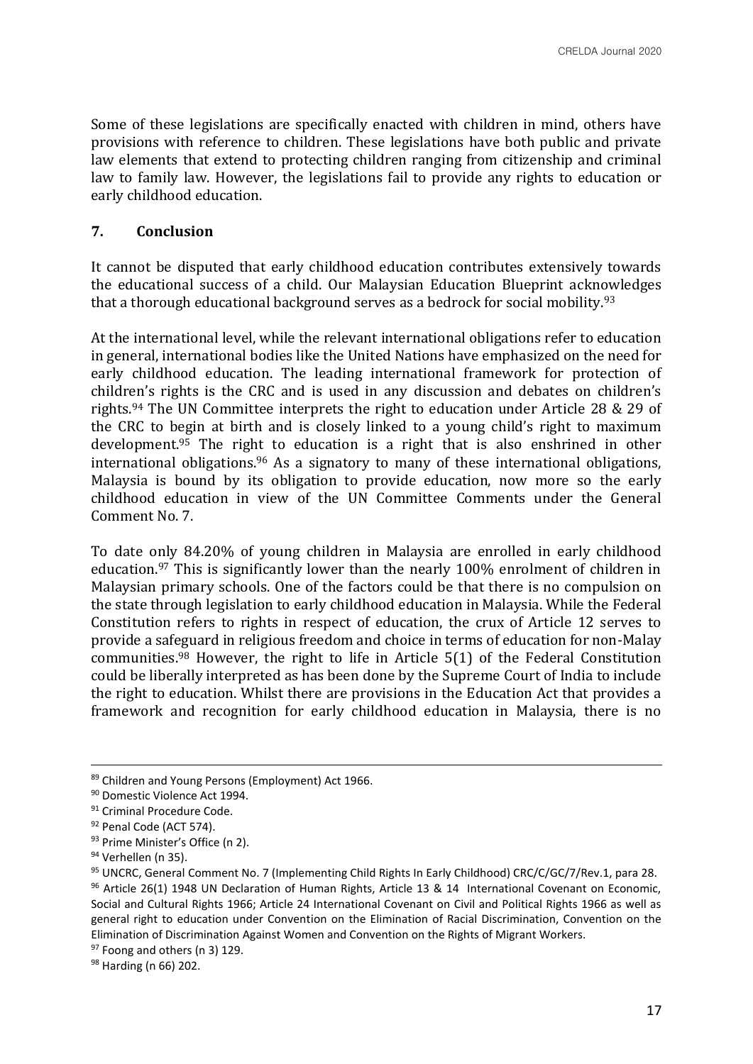Some of these legislations are specifically enacted with children in mind, others have provisions with reference to children. These legislations have both public and private law elements that extend to protecting children ranging from citizenship and criminal law to family law. However, the legislations fail to provide any rights to education or early childhood education.

## 7. Conclusion

It cannot be disputed that early childhood education contributes extensively towards the educational success of a child. Our Malaysian Education Blueprint acknowledges that a thorough educational background serves as a bedrock for social mobility.[93]

At the international level, while the relevant international obligations refer to education in general, international bodies like the United Nations have emphasized on the need for early childhood education. The leading international framework for protection of children's rights is the CRC and is used in any discussion and debates on children's rights.[94] The UN Committee interprets the right to education under Article 28 & 29 of the CRC to begin at birth and is closely linked to a young child's right to maximum development.[95] The right to education is a right that is also enshrined in other international obligations.[96] As a signatory to many of these international obligations, Malaysia is bound by its obligation to provide education, now more so the early childhood education in view of the UN Committee Comments under the General Comment No. 7.

To date only 84.20% of young children in Malaysia are enrolled in early childhood education.[97] This is significantly lower than the nearly 100% enrolment of children in Malaysian primary schools. One of the factors could be that there is no compulsion on the state through legislation to early childhood education in Malaysia. While the Federal Constitution refers to rights in respect of education, the crux of Article 12 serves to provide a safeguard in religious freedom and choice in terms of education for non-Malay communities.[98] However, the right to life in Article 5(1) of the Federal Constitution could be liberally interpreted as has been done by the Supreme Court of India to include the right to education. Whilst there are provisions in the Education Act that provides a framework and recognition for early childhood education in Malaysia, there is no

---

[89] Children and Young Persons (Employment) Act 1966.

[90] Domestic Violence Act 1994.

[91] Criminal Procedure Code.

[92] Penal Code (ACT 574).

[93] Prime Minister's Office (n 2).

[94] Verhellen (n 35).

[95] UNCRC, General Comment No. 7 (Implementing Child Rights In Early Childhood) CRC/C/GC/7/Rev.1, para 28.

[96] Article 26(1) 1948 UN Declaration of Human Rights, Article 13 & 14 International Covenant on Economic, Social and Cultural Rights 1966; Article 24 International Covenant on Civil and Political Rights 1966 as well as general right to education under Convention on the Elimination of Racial Discrimination, Convention on the Elimination of Discrimination Against Women and Convention on the Rights of Migrant Workers.

[97] Foong and others (n 3) 129.

[98] Harding (n 66) 202.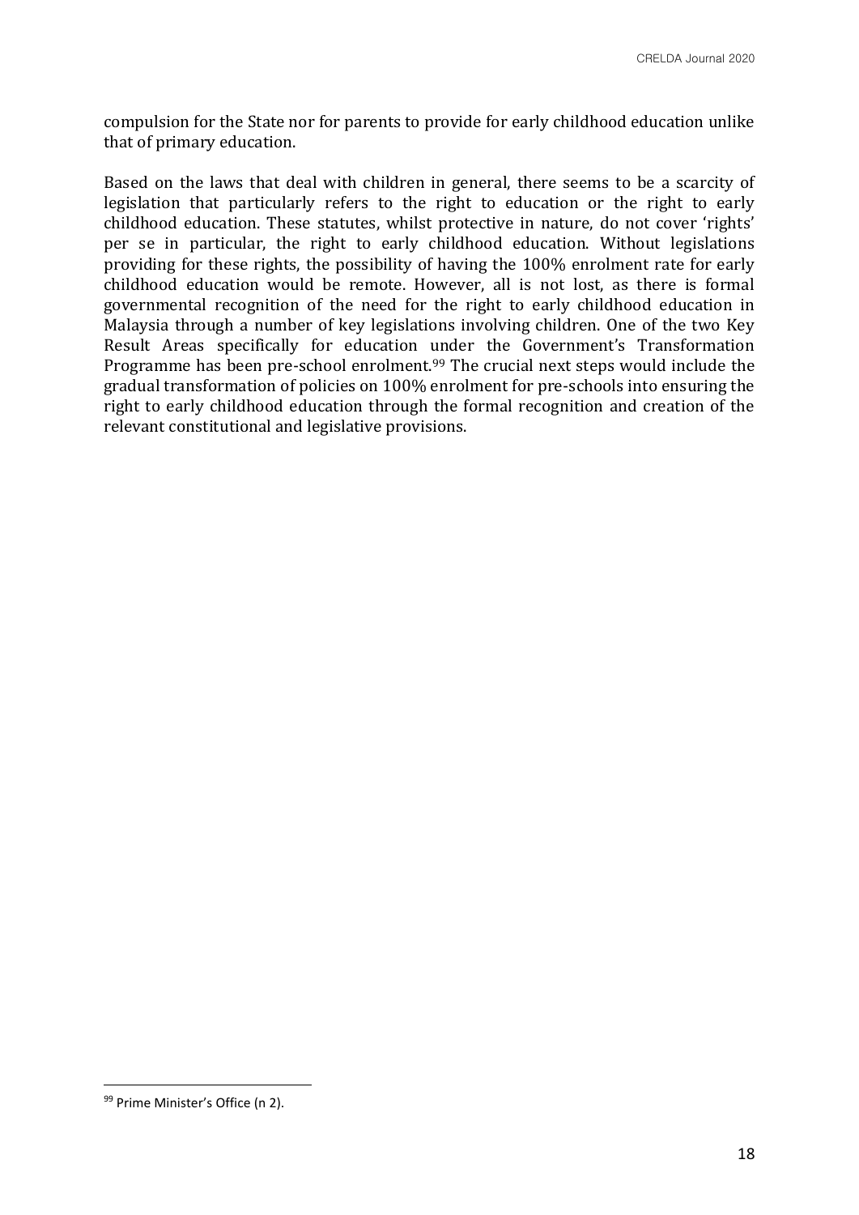compulsion for the State nor for parents to provide for early childhood education unlike that of primary education.

Based on the laws that deal with children in general, there seems to be a scarcity of legislation that particularly refers to the right to education or the right to early childhood education. These statutes, whilst protective in nature, do not cover 'rights' per se in particular, the right to early childhood education. Without legislations providing for these rights, the possibility of having the 100% enrolment rate for early childhood education would be remote. However, all is not lost, as there is formal governmental recognition of the need for the right to early childhood education in Malaysia through a number of key legislations involving children. One of the two Key Result Areas specifically for education under the Government's Transformation Programme has been pre-school enrolment.[99] The crucial next steps would include the gradual transformation of policies on 100% enrolment for pre-schools into ensuring the right to early childhood education through the formal recognition and creation of the relevant constitutional and legislative provisions.

---

[99] Prime Minister's Office (n 2).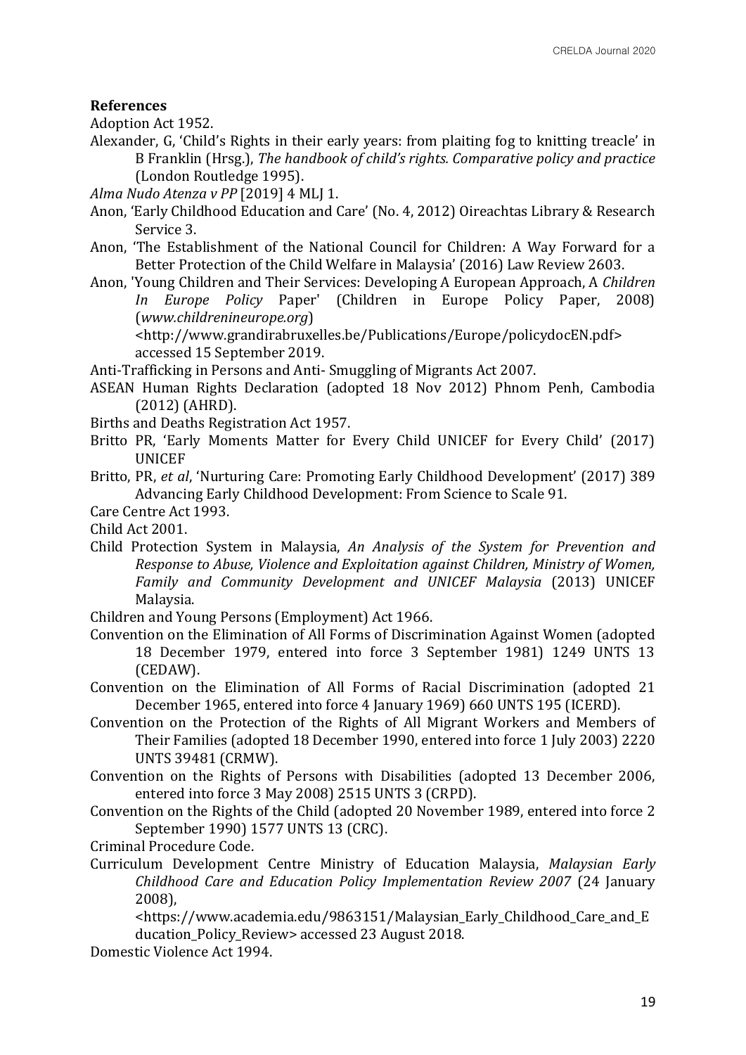**References**

Adoption Act 1952.

Alexander, G, 'Child's Rights in their early years: from plaiting fog to knitting treacle' in B Franklin (Hrsg.), *The handbook of child's rights. Comparative policy and practice* (London Routledge 1995).

*Alma Nudo Atenza v PP* [2019] 4 MLJ 1.

Anon, 'Early Childhood Education and Care' (No. 4, 2012) Oireachtas Library & Research Service 3.

Anon, 'The Establishment of the National Council for Children: A Way Forward for a Better Protection of the Child Welfare in Malaysia' (2016) Law Review 2603.

Anon, 'Young Children and Their Services: Developing A European Approach, A *Children In Europe Policy* Paper' (Children in Europe Policy Paper, 2008) (*www.childrenineurope.org*) <http://www.grandirabruxelles.be/Publications/Europe/policydocEN.pdf> accessed 15 September 2019.

Anti-Trafficking in Persons and Anti- Smuggling of Migrants Act 2007.

ASEAN Human Rights Declaration (adopted 18 Nov 2012) Phnom Penh, Cambodia (2012) (AHRD).

Births and Deaths Registration Act 1957.

Britto PR, 'Early Moments Matter for Every Child UNICEF for Every Child' (2017) UNICEF

Britto, PR, *et al*, 'Nurturing Care: Promoting Early Childhood Development' (2017) 389 Advancing Early Childhood Development: From Science to Scale 91.

Care Centre Act 1993.

Child Act 2001.

Child Protection System in Malaysia, *An Analysis of the System for Prevention and Response to Abuse, Violence and Exploitation against Children, Ministry of Women, Family and Community Development and UNICEF Malaysia* (2013) UNICEF Malaysia.

Children and Young Persons (Employment) Act 1966.

Convention on the Elimination of All Forms of Discrimination Against Women (adopted 18 December 1979, entered into force 3 September 1981) 1249 UNTS 13 (CEDAW).

Convention on the Elimination of All Forms of Racial Discrimination (adopted 21 December 1965, entered into force 4 January 1969) 660 UNTS 195 (ICERD).

Convention on the Protection of the Rights of All Migrant Workers and Members of Their Families (adopted 18 December 1990, entered into force 1 July 2003) 2220 UNTS 39481 (CRMW).

Convention on the Rights of Persons with Disabilities (adopted 13 December 2006, entered into force 3 May 2008) 2515 UNTS 3 (CRPD).

Convention on the Rights of the Child (adopted 20 November 1989, entered into force 2 September 1990) 1577 UNTS 13 (CRC).

Criminal Procedure Code.

Curriculum Development Centre Ministry of Education Malaysia, *Malaysian Early Childhood Care and Education Policy Implementation Review 2007* (24 January 2008), <https://www.academia.edu/9863151/Malaysian_Early_Childhood_Care_and_Education_Policy_Review> accessed 23 August 2018.

Domestic Violence Act 1994.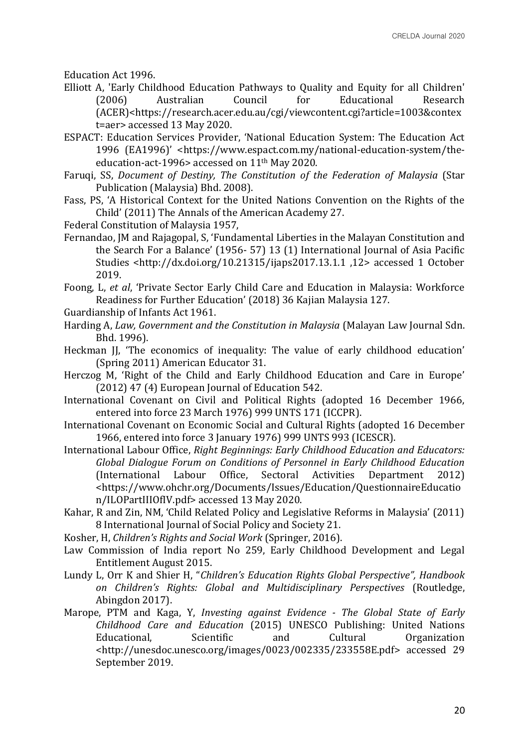Education Act 1996.

Elliott A, 'Early Childhood Education Pathways to Quality and Equity for all Children' (2006) Australian Council for Educational Research (ACER)<https://research.acer.edu.au/cgi/viewcontent.cgi?article=1003&context=aer> accessed 13 May 2020.

ESPACT: Education Services Provider, 'National Education System: The Education Act 1996 (EA1996)' <https://www.espact.com.my/national-education-system/the-education-act-1996> accessed on 11th May 2020.

Faruqi, SS, *Document of Destiny, The Constitution of the Federation of Malaysia* (Star Publication (Malaysia) Bhd. 2008).

Fass, PS, 'A Historical Context for the United Nations Convention on the Rights of the Child' (2011) The Annals of the American Academy 27.

Federal Constitution of Malaysia 1957,

Fernandao, JM and Rajagopal, S, 'Fundamental Liberties in the Malayan Constitution and the Search For a Balance' (1956- 57) 13 (1) International Journal of Asia Pacific Studies <http://dx.doi.org/10.21315/ijaps2017.13.1.1 ,12> accessed 1 October 2019.

Foong, L, *et al*, 'Private Sector Early Child Care and Education in Malaysia: Workforce Readiness for Further Education' (2018) 36 Kajian Malaysia 127.

Guardianship of Infants Act 1961.

Harding A, *Law, Government and the Constitution in Malaysia* (Malayan Law Journal Sdn. Bhd. 1996).

Heckman JJ, 'The economics of inequality: The value of early childhood education' (Spring 2011) American Educator 31.

Herczog M, 'Right of the Child and Early Childhood Education and Care in Europe' (2012) 47 (4) European Journal of Education 542.

International Covenant on Civil and Political Rights (adopted 16 December 1966, entered into force 23 March 1976) 999 UNTS 171 (ICCPR).

International Covenant on Economic Social and Cultural Rights (adopted 16 December 1966, entered into force 3 January 1976) 999 UNTS 993 (ICESCR).

International Labour Office, *Right Beginnings: Early Childhood Education and Educators: Global Dialogue Forum on Conditions of Personnel in Early Childhood Education* (International Labour Office, Sectoral Activities Department 2012) <https://www.ohchr.org/Documents/Issues/Education/QuestionnaireEducation/ILOPartIIIOfIV.pdf> accessed 13 May 2020.

Kahar, R and Zin, NM, 'Child Related Policy and Legislative Reforms in Malaysia' (2011) 8 International Journal of Social Policy and Society 21.

Kosher, H, *Children's Rights and Social Work* (Springer, 2016).

Law Commission of India report No 259, Early Childhood Development and Legal Entitlement August 2015.

Lundy L, Orr K and Shier H, "*Children's Education Rights Global Perspective", Handbook on Children's Rights: Global and Multidisciplinary Perspectives* (Routledge, Abingdon 2017).

Marope, PTM and Kaga, Y, *Investing against Evidence - The Global State of Early Childhood Care and Education* (2015) UNESCO Publishing: United Nations Educational, Scientific and Cultural Organization <http://unesdoc.unesco.org/images/0023/002335/233558E.pdf> accessed 29 September 2019.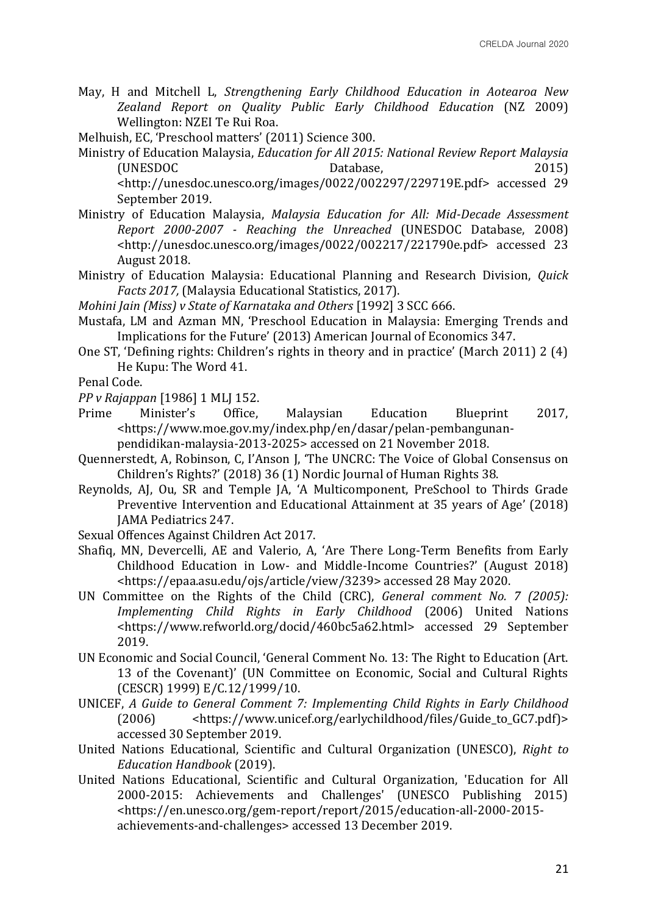May, H and Mitchell L, *Strengthening Early Childhood Education in Aotearoa New Zealand Report on Quality Public Early Childhood Education* (NZ 2009) Wellington: NZEI Te Rui Roa.

Melhuish, EC, 'Preschool matters' (2011) Science 300.

Ministry of Education Malaysia, *Education for All 2015: National Review Report Malaysia* (UNESDOC Database, 2015) <http://unesdoc.unesco.org/images/0022/002297/229719E.pdf> accessed 29 September 2019.

Ministry of Education Malaysia, *Malaysia Education for All: Mid-Decade Assessment Report 2000-2007 - Reaching the Unreached* (UNESDOC Database, 2008) <http://unesdoc.unesco.org/images/0022/002217/221790e.pdf> accessed 23 August 2018.

Ministry of Education Malaysia: Educational Planning and Research Division, *Quick Facts 2017,* (Malaysia Educational Statistics, 2017).

*Mohini Jain (Miss) v State of Karnataka and Others* [1992] 3 SCC 666.

Mustafa, LM and Azman MN, 'Preschool Education in Malaysia: Emerging Trends and Implications for the Future' (2013) American Journal of Economics 347.

One ST, 'Defining rights: Children's rights in theory and in practice' (March 2011) 2 (4) He Kupu: The Word 41.

Penal Code.

*PP v Rajappan* [1986] 1 MLJ 152.

Prime Minister's Office, Malaysian Education Blueprint 2017, <https://www.moe.gov.my/index.php/en/dasar/pelan-pembangunan-pendidikan-malaysia-2013-2025> accessed on 21 November 2018.

Quennerstedt, A, Robinson, C, I'Anson J, 'The UNCRC: The Voice of Global Consensus on Children's Rights?' (2018) 36 (1) Nordic Journal of Human Rights 38.

Reynolds, AJ, Ou, SR and Temple JA, 'A Multicomponent, PreSchool to Thirds Grade Preventive Intervention and Educational Attainment at 35 years of Age' (2018) JAMA Pediatrics 247.

Sexual Offences Against Children Act 2017.

Shafiq, MN, Devercelli, AE and Valerio, A, 'Are There Long-Term Benefits from Early Childhood Education in Low- and Middle-Income Countries?' (August 2018) <https://epaa.asu.edu/ojs/article/view/3239> accessed 28 May 2020.

UN Committee on the Rights of the Child (CRC), *General comment No. 7 (2005): Implementing Child Rights in Early Childhood* (2006) United Nations <https://www.refworld.org/docid/460bc5a62.html> accessed 29 September 2019.

UN Economic and Social Council, 'General Comment No. 13: The Right to Education (Art. 13 of the Covenant)' (UN Committee on Economic, Social and Cultural Rights (CESCR) 1999) E/C.12/1999/10.

UNICEF, *A Guide to General Comment 7: Implementing Child Rights in Early Childhood* (2006) <https://www.unicef.org/earlychildhood/files/Guide_to_GC7.pdf)> accessed 30 September 2019.

United Nations Educational, Scientific and Cultural Organization (UNESCO), *Right to Education Handbook* (2019).

United Nations Educational, Scientific and Cultural Organization, 'Education for All 2000-2015: Achievements and Challenges' (UNESCO Publishing 2015) <https://en.unesco.org/gem-report/report/2015/education-all-2000-2015-achievements-and-challenges> accessed 13 December 2019.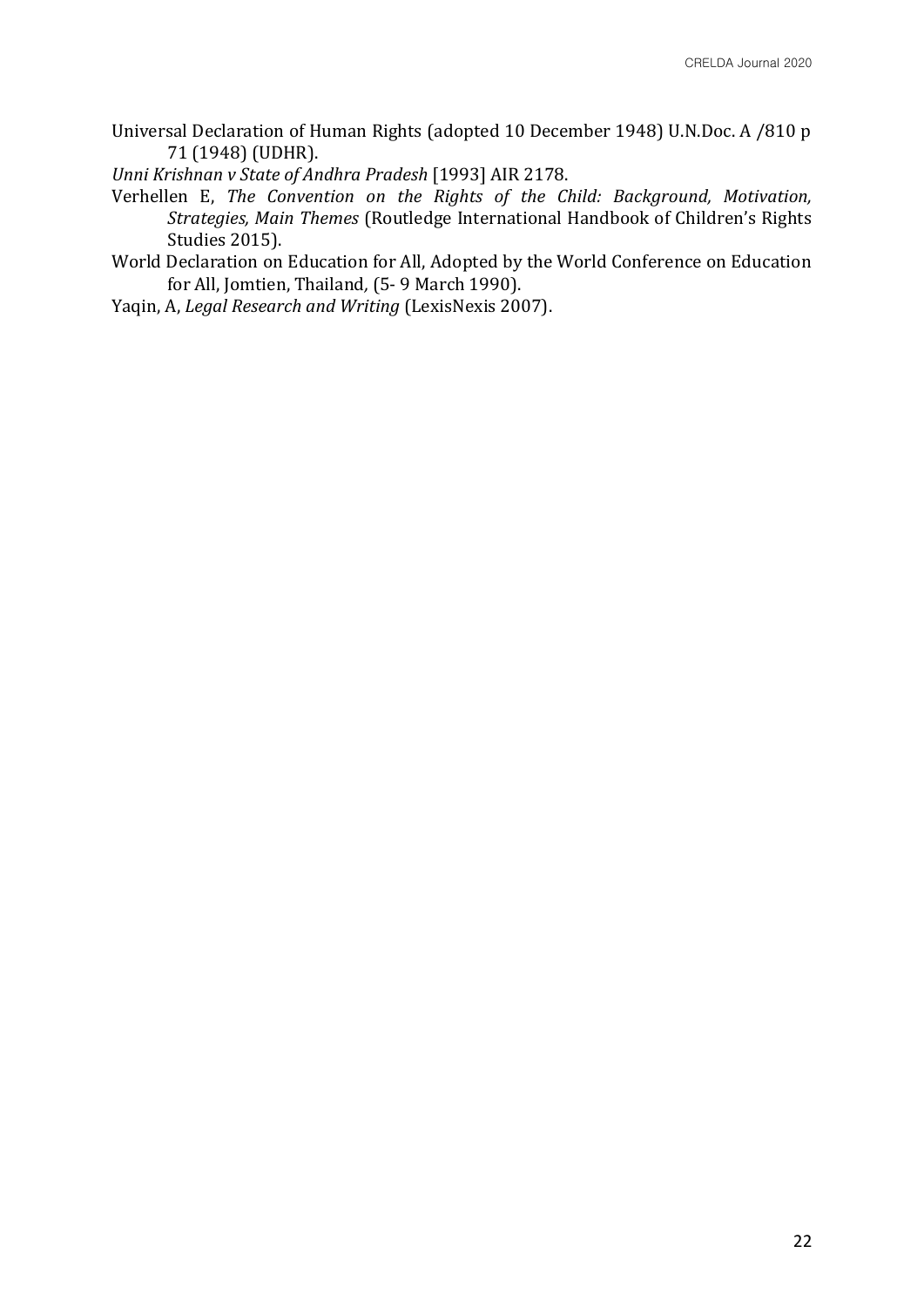Universal Declaration of Human Rights (adopted 10 December 1948) U.N.Doc. A /810 p 71 (1948) (UDHR).

*Unni Krishnan v State of Andhra Pradesh* [1993] AIR 2178.

Verhellen E, *The Convention on the Rights of the Child: Background, Motivation, Strategies, Main Themes* (Routledge International Handbook of Children's Rights Studies 2015).

World Declaration on Education for All, Adopted by the World Conference on Education for All, Jomtien, Thailand, (5- 9 March 1990).

Yaqin, A, *Legal Research and Writing* (LexisNexis 2007).